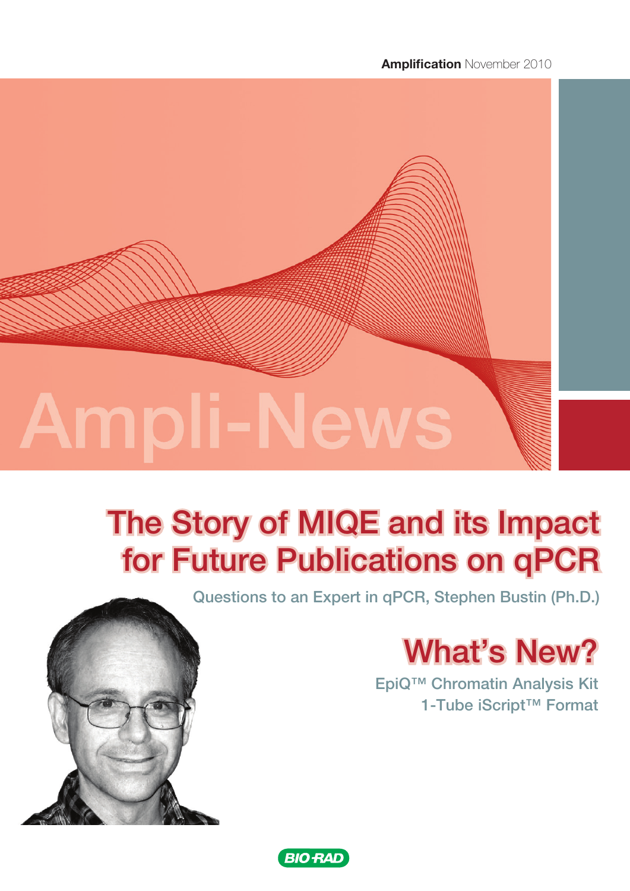**Amplification** November 2010

# Ampli-News

## The Story of MIQE and its Impact for Future Publications on qPCR

Questions to an Expert in qPCR, Stephen Bustin (Ph.D.)

## What's New?

EpiQ™ Chromatin Analysis Kit

1-Tube iScript™ Format

BIO-RAD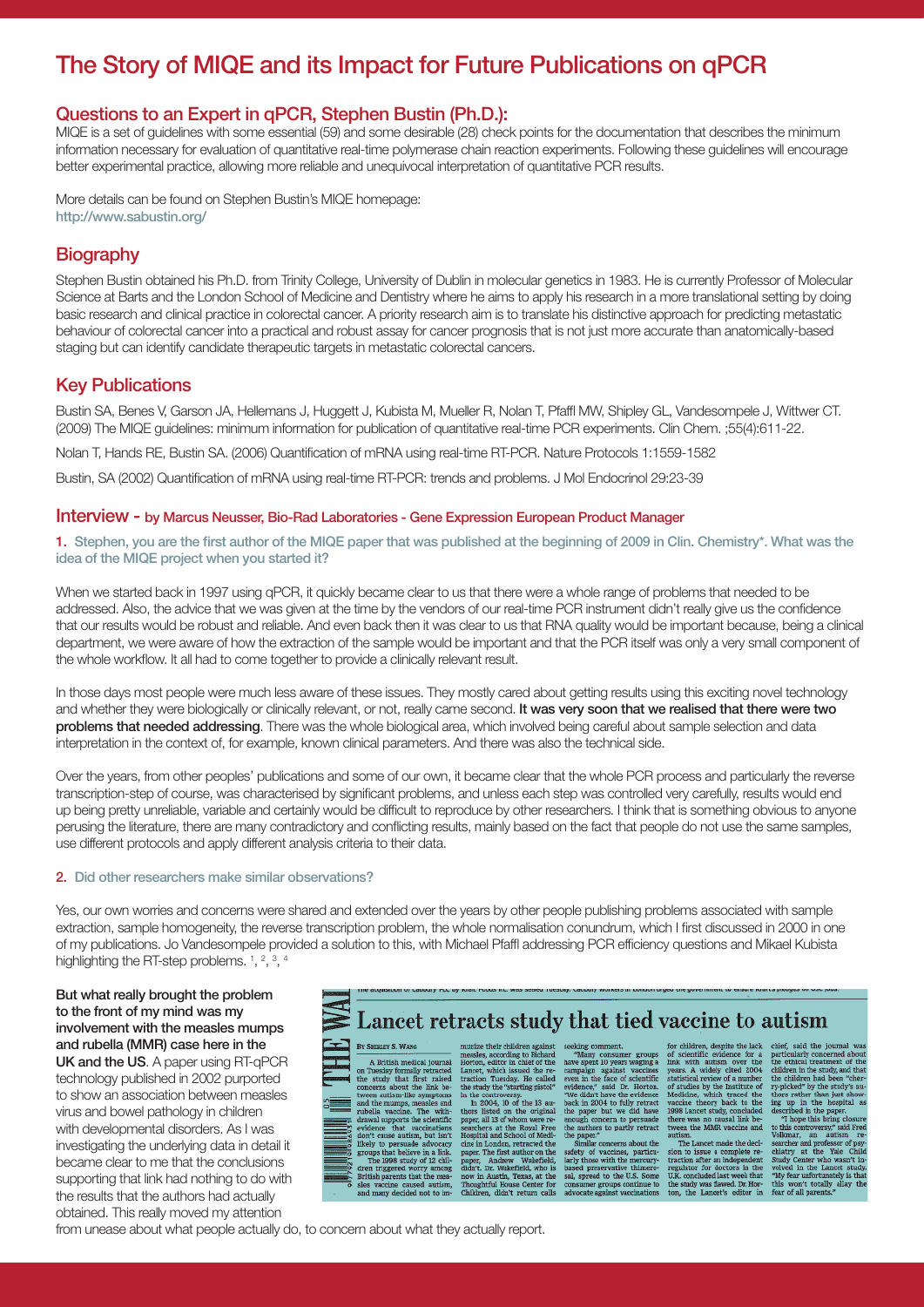# The Story of MIQE and its Impact for Future Publications on qPCR

## Questions to an Expert in qPCR, Stephen Bustin (Ph.D.):

MIQE is a set of guidelines with some essential (59) and some desirable (28) check points for the documentation that describes the minimum information necessary for evaluation of quantitative real-time polymerase chain reaction experiments. Following these guidelines will encourage better experimental practice, allowing more reliable and unequivocal interpretation of quantitative PCR results.

More details can be found on Stephen Bustin's MIQE homepage:
http://www.sabustin.org/

## Biography

Stephen Bustin obtained his Ph.D. from Trinity College, University of Dublin in molecular genetics in 1983. He is currently Professor of Molecular Science at Barts and the London School of Medicine and Dentistry where he aims to apply his research in a more translational setting by doing basic research and clinical practice in colorectal cancer. A priority research aim is to translate his distinctive approach for predicting metastatic behaviour of colorectal cancer into a practical and robust assay for cancer prognosis that is not just more accurate than anatomically-based staging but can identify candidate therapeutic targets in metastatic colorectal cancers.

## Key Publications

Bustin SA, Benes V, Garson JA, Hellemans J, Huggett J, Kubista M, Mueller R, Nolan T, Pfaffl MW, Shipley GL, Vandesompele J, Wittwer CT. (2009) The MIQE guidelines: minimum information for publication of quantitative real-time PCR experiments. Clin Chem. ;55(4):611-22.

Nolan T, Hands RE, Bustin SA. (2006) Quantification of mRNA using real-time RT-PCR. Nature Protocols 1:1559-1582

Bustin, SA (2002) Quantification of mRNA using real-time RT-PCR: trends and problems. J Mol Endocrinol 29:23-39

## Interview - by Marcus Neusser, Bio-Rad Laboratories - Gene Expression European Product Manager

**1. Stephen, you are the first author of the MIQE paper that was published at the beginning of 2009 in Clin. Chemistry\*. What was the idea of the MIQE project when you started it?**

When we started back in 1997 using qPCR, it quickly became clear to us that there were a whole range of problems that needed to be addressed. Also, the advice that we was given at the time by the vendors of our real-time PCR instrument didn't really give us the confidence that our results would be robust and reliable. And even back then it was clear to us that RNA quality would be important because, being a clinical department, we were aware of how the extraction of the sample would be important and that the PCR itself was only a very small component of the whole workflow. It all had to come together to provide a clinically relevant result.

In those days most people were much less aware of these issues. They mostly cared about getting results using this exciting novel technology and whether they were biologically or clinically relevant, or not, really came second. **It was very soon that we realised that there were two problems that needed addressing**. There was the whole biological area, which involved being careful about sample selection and data interpretation in the context of, for example, known clinical parameters. And there was also the technical side.

Over the years, from other peoples' publications and some of our own, it became clear that the whole PCR process and particularly the reverse transcription-step of course, was characterised by significant problems, and unless each step was controlled very carefully, results would end up being pretty unreliable, variable and certainly would be difficult to reproduce by other researchers. I think that is something obvious to anyone perusing the literature, there are many contradictory and conflicting results, mainly based on the fact that people do not use the same samples, use different protocols and apply different analysis criteria to their data.

**2. Did other researchers make similar observations?**

Yes, our own worries and concerns were shared and extended over the years by other people publishing problems associated with sample extraction, sample homogeneity, the reverse transcription problem, the whole normalisation conundrum, which I first discussed in 2000 in one of my publications. Jo Vandesompele provided a solution to this, with Michael Pfaffl addressing PCR efficiency questions and Mikael Kubista highlighting the RT-step problems. [1], [2], [3], [4]

**But what really brought the problem to the front of my mind was my involvement with the measles mumps and rubella (MMR) case here in the UK and the US**. A paper using RT-qPCR technology published in 2002 purported to show an association between measles virus and bowel pathology in children with developmental disorders. As I was investigating the underlying data in detail it became clear to me that the conclusions supporting that link had nothing to do with the results that the authors had actually obtained. This really moved my attention from unease about what people actually do, to concern about what they actually report.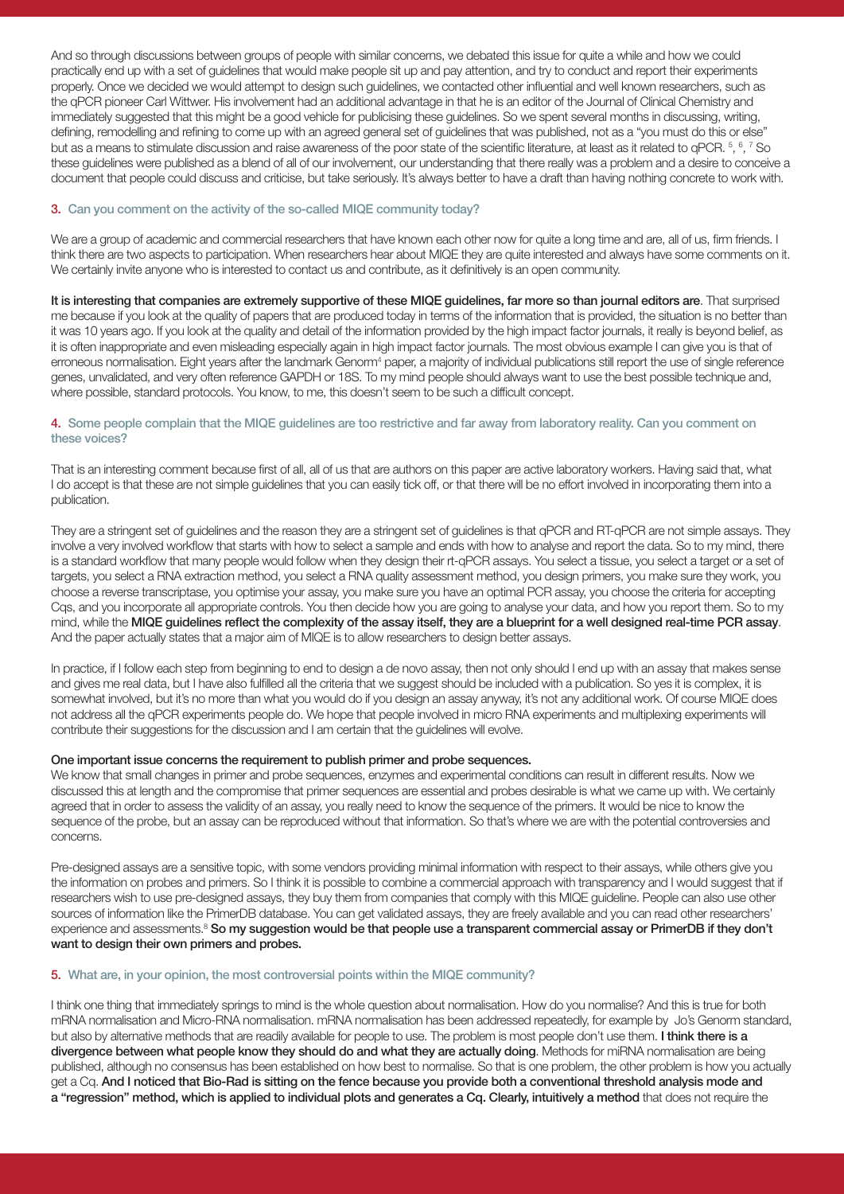And so through discussions between groups of people with similar concerns, we debated this issue for quite a while and how we could practically end up with a set of guidelines that would make people sit up and pay attention, and try to conduct and report their experiments properly. Once we decided we would attempt to design such guidelines, we contacted other influential and well known researchers, such as the qPCR pioneer Carl Wittwer. His involvement had an additional advantage in that he is an editor of the Journal of Clinical Chemistry and immediately suggested that this might be a good vehicle for publicising these guidelines. So we spent several months in discussing, writing, defining, remodelling and refining to come up with an agreed general set of guidelines that was published, not as a "you must do this or else" but as a means to stimulate discussion and raise awareness of the poor state of the scientific literature, at least as it related to qPCR. [5], [6], [7] So these guidelines were published as a blend of all of our involvement, our understanding that there really was a problem and a desire to conceive a document that people could discuss and criticise, but take seriously. It's always better to have a draft than having nothing concrete to work with.

### 3. Can you comment on the activity of the so-called MIQE community today?

We are a group of academic and commercial researchers that have known each other now for quite a long time and are, all of us, firm friends. I think there are two aspects to participation. When researchers hear about MIQE they are quite interested and always have some comments on it. We certainly invite anyone who is interested to contact us and contribute, as it definitively is an open community.

**It is interesting that companies are extremely supportive of these MIQE guidelines, far more so than journal editors are**. That surprised me because if you look at the quality of papers that are produced today in terms of the information that is provided, the situation is no better than it was 10 years ago. If you look at the quality and detail of the information provided by the high impact factor journals, it really is beyond belief, as it is often inappropriate and even misleading especially again in high impact factor journals. The most obvious example I can give you is that of erroneous normalisation. Eight years after the landmark Genorm[4] paper, a majority of individual publications still report the use of single reference genes, unvalidated, and very often reference GAPDH or 18S. To my mind people should always want to use the best possible technique and, where possible, standard protocols. You know, to me, this doesn't seem to be such a difficult concept.

### 4. Some people complain that the MIQE guidelines are too restrictive and far away from laboratory reality. Can you comment on these voices?

That is an interesting comment because first of all, all of us that are authors on this paper are active laboratory workers. Having said that, what I do accept is that these are not simple guidelines that you can easily tick off, or that there will be no effort involved in incorporating them into a publication.

They are a stringent set of guidelines and the reason they are a stringent set of guidelines is that qPCR and RT-qPCR are not simple assays. They involve a very involved workflow that starts with how to select a sample and ends with how to analyse and report the data. So to my mind, there is a standard workflow that many people would follow when they design their rt-qPCR assays. You select a tissue, you select a target or a set of targets, you select a RNA extraction method, you select a RNA quality assessment method, you design primers, you make sure they work, you choose a reverse transcriptase, you optimise your assay, you make sure you have an optimal PCR assay, you choose the criteria for accepting Cqs, and you incorporate all appropriate controls. You then decide how you are going to analyse your data, and how you report them. So to my mind, while the **MIQE guidelines reflect the complexity of the assay itself, they are a blueprint for a well designed real-time PCR assay**. And the paper actually states that a major aim of MIQE is to allow researchers to design better assays.

In practice, if I follow each step from beginning to end to design a de novo assay, then not only should I end up with an assay that makes sense and gives me real data, but I have also fulfilled all the criteria that we suggest should be included with a publication. So yes it is complex, it is somewhat involved, but it's no more than what you would do if you design an assay anyway, it's not any additional work. Of course MIQE does not address all the qPCR experiments people do. We hope that people involved in micro RNA experiments and multiplexing experiments will contribute their suggestions for the discussion and I am certain that the guidelines will evolve.

**One important issue concerns the requirement to publish primer and probe sequences.**
We know that small changes in primer and probe sequences, enzymes and experimental conditions can result in different results. Now we discussed this at length and the compromise that primer sequences are essential and probes desirable is what we came up with. We certainly agreed that in order to assess the validity of an assay, you really need to know the sequence of the primers. It would be nice to know the sequence of the probe, but an assay can be reproduced without that information. So that's where we are with the potential controversies and concerns.

Pre-designed assays are a sensitive topic, with some vendors providing minimal information with respect to their assays, while others give you the information on probes and primers. So I think it is possible to combine a commercial approach with transparency and I would suggest that if researchers wish to use pre-designed assays, they buy them from companies that comply with this MIQE guideline. People can also use other sources of information like the PrimerDB database. You can get validated assays, they are freely available and you can read other researchers' experience and assessments.[8] **So my suggestion would be that people use a transparent commercial assay or PrimerDB if they don't want to design their own primers and probes.**

### 5. What are, in your opinion, the most controversial points within the MIQE community?

I think one thing that immediately springs to mind is the whole question about normalisation. How do you normalise? And this is true for both mRNA normalisation and Micro-RNA normalisation. mRNA normalisation has been addressed repeatedly, for example by Jo's Genorm standard, but also by alternative methods that are readily available for people to use. The problem is most people don't use them. **I think there is a divergence between what people know they should do and what they are actually doing**. Methods for miRNA normalisation are being published, although no consensus has been established on how best to normalise. So that is one problem, the other problem is how you actually get a Cq. **And I noticed that Bio-Rad is sitting on the fence because you provide both a conventional threshold analysis mode and a "regression" method, which is applied to individual plots and generates a Cq. Clearly, intuitively a method** that does not require the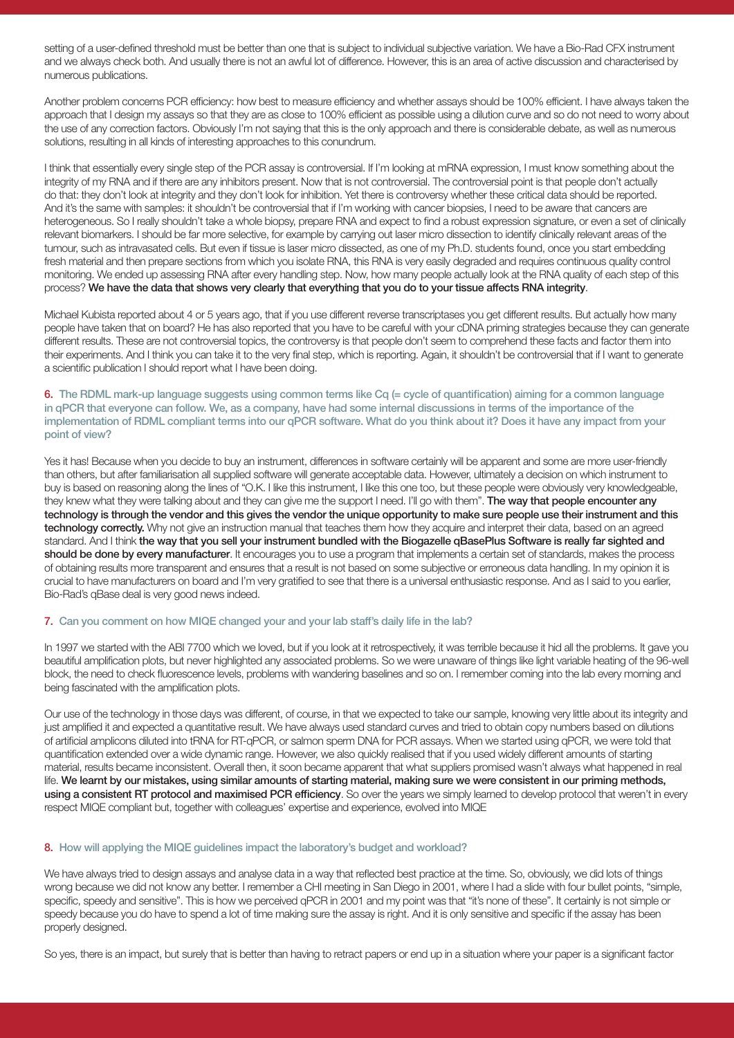setting of a user-defined threshold must be better than one that is subject to individual subjective variation. We have a Bio-Rad CFX instrument and we always check both. And usually there is not an awful lot of difference. However, this is an area of active discussion and characterised by numerous publications.

Another problem concerns PCR efficiency: how best to measure efficiency and whether assays should be 100% efficient. I have always taken the approach that I design my assays so that they are as close to 100% efficient as possible using a dilution curve and so do not need to worry about the use of any correction factors. Obviously I'm not saying that this is the only approach and there is considerable debate, as well as numerous solutions, resulting in all kinds of interesting approaches to this conundrum.

I think that essentially every single step of the PCR assay is controversial. If I'm looking at mRNA expression, I must know something about the integrity of my RNA and if there are any inhibitors present. Now that is not controversial. The controversial point is that people don't actually do that: they don't look at integrity and they don't look for inhibition. Yet there is controversy whether these critical data should be reported. And it's the same with samples: it shouldn't be controversial that if I'm working with cancer biopsies, I need to be aware that cancers are heterogeneous. So I really shouldn't take a whole biopsy, prepare RNA and expect to find a robust expression signature, or even a set of clinically relevant biomarkers. I should be far more selective, for example by carrying out laser micro dissection to identify clinically relevant areas of the tumour, such as intravasated cells. But even if tissue is laser micro dissected, as one of my Ph.D. students found, once you start embedding fresh material and then prepare sections from which you isolate RNA, this RNA is very easily degraded and requires continuous quality control monitoring. We ended up assessing RNA after every handling step. Now, how many people actually look at the RNA quality of each step of this process? **We have the data that shows very clearly that everything that you do to your tissue affects RNA integrity**.

Michael Kubista reported about 4 or 5 years ago, that if you use different reverse transcriptases you get different results. But actually how many people have taken that on board? He has also reported that you have to be careful with your cDNA priming strategies because they can generate different results. These are not controversial topics, the controversy is that people don't seem to comprehend these facts and factor them into their experiments. And I think you can take it to the very final step, which is reporting. Again, it shouldn't be controversial that if I want to generate a scientific publication I should report what I have been doing.

**6. The RDML mark-up language suggests using common terms like Cq (= cycle of quantification) aiming for a common language in qPCR that everyone can follow. We, as a company, have had some internal discussions in terms of the importance of the implementation of RDML compliant terms into our qPCR software. What do you think about it? Does it have any impact from your point of view?**

Yes it has! Because when you decide to buy an instrument, differences in software certainly will be apparent and some are more user-friendly than others, but after familiarisation all supplied software will generate acceptable data. However, ultimately a decision on which instrument to buy is based on reasoning along the lines of "O.K. I like this instrument, I like this one too, but these people were obviously very knowledgeable, they knew what they were talking about and they can give me the support I need. I'll go with them". **The way that people encounter any technology is through the vendor and this gives the vendor the unique opportunity to make sure people use their instrument and this technology correctly.** Why not give an instruction manual that teaches them how they acquire and interpret their data, based on an agreed standard. And I think **the way that you sell your instrument bundled with the Biogazelle qBasePlus Software is really far sighted and should be done by every manufacturer**. It encourages you to use a program that implements a certain set of standards, makes the process of obtaining results more transparent and ensures that a result is not based on some subjective or erroneous data handling. In my opinion it is crucial to have manufacturers on board and I'm very gratified to see that there is a universal enthusiastic response. And as I said to you earlier, Bio-Rad's qBase deal is very good news indeed.

**7. Can you comment on how MIQE changed your and your lab staff's daily life in the lab?**

In 1997 we started with the ABI 7700 which we loved, but if you look at it retrospectively, it was terrible because it hid all the problems. It gave you beautiful amplification plots, but never highlighted any associated problems. So we were unaware of things like light variable heating of the 96-well block, the need to check fluorescence levels, problems with wandering baselines and so on. I remember coming into the lab every morning and being fascinated with the amplification plots.

Our use of the technology in those days was different, of course, in that we expected to take our sample, knowing very little about its integrity and just amplified it and expected a quantitative result. We have always used standard curves and tried to obtain copy numbers based on dilutions of artificial amplicons diluted into tRNA for RT-qPCR, or salmon sperm DNA for PCR assays. When we started using qPCR, we were told that quantification extended over a wide dynamic range. However, we also quickly realised that if you used widely different amounts of starting material, results became inconsistent. Overall then, it soon became apparent that what suppliers promised wasn't always what happened in real life. **We learnt by our mistakes, using similar amounts of starting material, making sure we were consistent in our priming methods, using a consistent RT protocol and maximised PCR efficiency**. So over the years we simply learned to develop protocol that weren't in every respect MIQE compliant but, together with colleagues' expertise and experience, evolved into MIQE

**8. How will applying the MIQE guidelines impact the laboratory's budget and workload?**

We have always tried to design assays and analyse data in a way that reflected best practice at the time. So, obviously, we did lots of things wrong because we did not know any better. I remember a CHI meeting in San Diego in 2001, where I had a slide with four bullet points, "simple, specific, speedy and sensitive". This is how we perceived qPCR in 2001 and my point was that "it's none of these". It certainly is not simple or speedy because you do have to spend a lot of time making sure the assay is right. And it is only sensitive and specific if the assay has been properly designed.

So yes, there is an impact, but surely that is better than having to retract papers or end up in a situation where your paper is a significant factor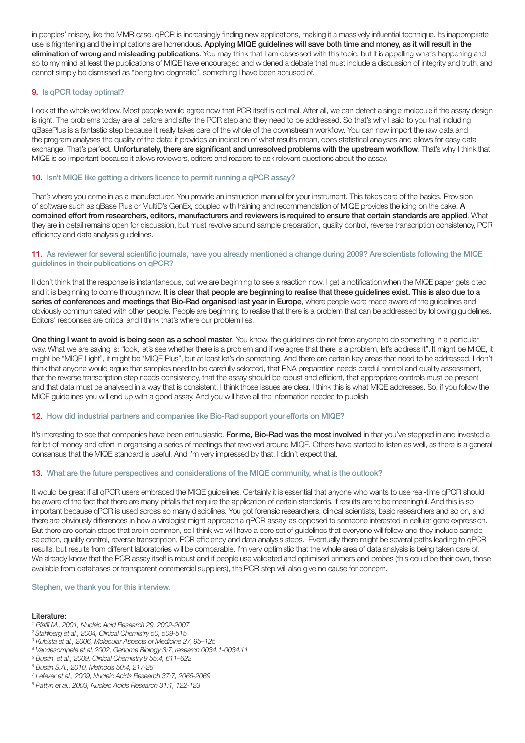in peoples' misery, like the MMR case. qPCR is increasingly finding new applications, making it a massively influential technique. Its inappropriate use is frightening and the implications are horrendous. **Applying MIQE guidelines will save both time and money, as it will result in the elimination of wrong and misleading publications**. You may think that I am obsessed with this topic, but it is appalling what's happening and so to my mind at least the publications of MIQE have encouraged and widened a debate that must include a discussion of integrity and truth, and cannot simply be dismissed as "being too dogmatic", something I have been accused of.

### 9. Is qPCR today optimal?

Look at the whole workflow. Most people would agree now that PCR itself is optimal. After all, we can detect a single molecule if the assay design is right. The problems today are all before and after the PCR step and they need to be addressed. So that's why I said to you that including qBasePlus is a fantastic step because it really takes care of the whole of the downstream workflow. You can now import the raw data and the program analyses the quality of the data; it provides an indication of what results mean, does statistical analyses and allows for easy data exchange. That's perfect. **Unfortunately, there are significant and unresolved problems with the upstream workflow**. That's why I think that MIQE is so important because it allows reviewers, editors and readers to ask relevant questions about the assay.

### 10. Isn't MIQE like getting a drivers licence to permit running a qPCR assay?

That's where you come in as a manufacturer: You provide an instruction manual for your instrument. This takes care of the basics. Provision of software such as qBase Plus or MultiD's GenEx, coupled with training and recommendation of MIQE provides the icing on the cake. **A combined effort from researchers, editors, manufacturers and reviewers is required to ensure that certain standards are applied**. What they are in detail remains open for discussion, but must revolve around sample preparation, quality control, reverse transcription consistency, PCR efficiency and data analysis guidelines.

### 11. As reviewer for several scientific journals, have you already mentioned a change during 2009? Are scientists following the MIQE guidelines in their publications on qPCR?

II don't think that the response is instantaneous, but we are beginning to see a reaction now. I get a notification when the MIQE paper gets cited and it is beginning to come through now. **It is clear that people are beginning to realise that these guidelines exist. This is also due to a series of conferences and meetings that Bio-Rad organised last year in Europe**, where people were made aware of the guidelines and obviously communicated with other people. People are beginning to realise that there is a problem that can be addressed by following guidelines. Editors' responses are critical and I think that's where our problem lies.

**One thing I want to avoid is being seen as a school master**. You know, the guidelines do not force anyone to do something in a particular way. What we are saying is: "look, let's see whether there is a problem and if we agree that there is a problem, let's address it". It might be MIQE, it might be "MIQE Light", it might be "MIQE Plus", but at least let's do something. And there are certain key areas that need to be addressed. I don't think that anyone would argue that samples need to be carefully selected, that RNA preparation needs careful control and quality assessment, that the reverse transcription step needs consistency, that the assay should be robust and efficient, that appropriate controls must be present and that data must be analysed in a way that is consistent. I think those issues are clear. I think this is what MIQE addresses. So, if you follow the MIQE guidelines you will end up with a good assay. And you will have all the information needed to publish

### 12. How did industrial partners and companies like Bio-Rad support your efforts on MIQE?

It's interesting to see that companies have been enthusiastic. **For me, Bio-Rad was the most involved** in that you've stepped in and invested a fair bit of money and effort in organising a series of meetings that revolved around MIQE. Others have started to listen as well, as there is a general consensus that the MIQE standard is useful. And I'm very impressed by that, I didn't expect that.

### 13. What are the future perspectives and considerations of the MIQE community, what is the outlook?

It would be great if all qPCR users embraced the MIQE guidelines. Certainly it is essential that anyone who wants to use real-time qPCR should be aware of the fact that there are many pitfalls that require the application of certain standards, if results are to be meaningful. And this is so important because qPCR is used across so many disciplines. You got forensic researchers, clinical scientists, basic researchers and so on, and there are obviously differences in how a virologist might approach a qPCR assay, as opposed to someone interested in cellular gene expression. But there are certain steps that are in common, so I think we will have a core set of guidelines that everyone will follow and they include sample selection, quality control, reverse transcription, PCR efficiency and data analysis steps. Eventually there might be several paths leading to qPCR results, but results from different laboratories will be comparable. I'm very optimistic that the whole area of data analysis is being taken care of. We already know that the PCR assay itself is robust and if people use validated and optimised primers and probes (this could be their own, those available from databases or transparent commercial suppliers), the PCR step will also give no cause for concern.

Stephen, we thank you for this interview.

**Literature:**

[1] *Pfaffl M., 2001, Nucleic Acid Research 29, 2002-2007*
[2] *Stahlberg et al., 2004, Clinical Chemistry 50, 509-515*
[3] *Kubista et al., 2006, Molecular Aspects of Medicine 27, 95–125*
[4] *Vandesompele et al, 2002, Genome Biology 3:7, research 0034.1-0034.11*
[5] *Bustin et al., 2009, Clinical Chemistry 9 55:4, 611–622*
[6] *Bustin S.A., 2010, Methods 50:4, 217-26*
[7] *Lefever et al., 2009, Nucleic Acids Research 37:7, 2065-2069*
[8] *Pattyn et al., 2003, Nucleic Acids Research 31:1, 122-123*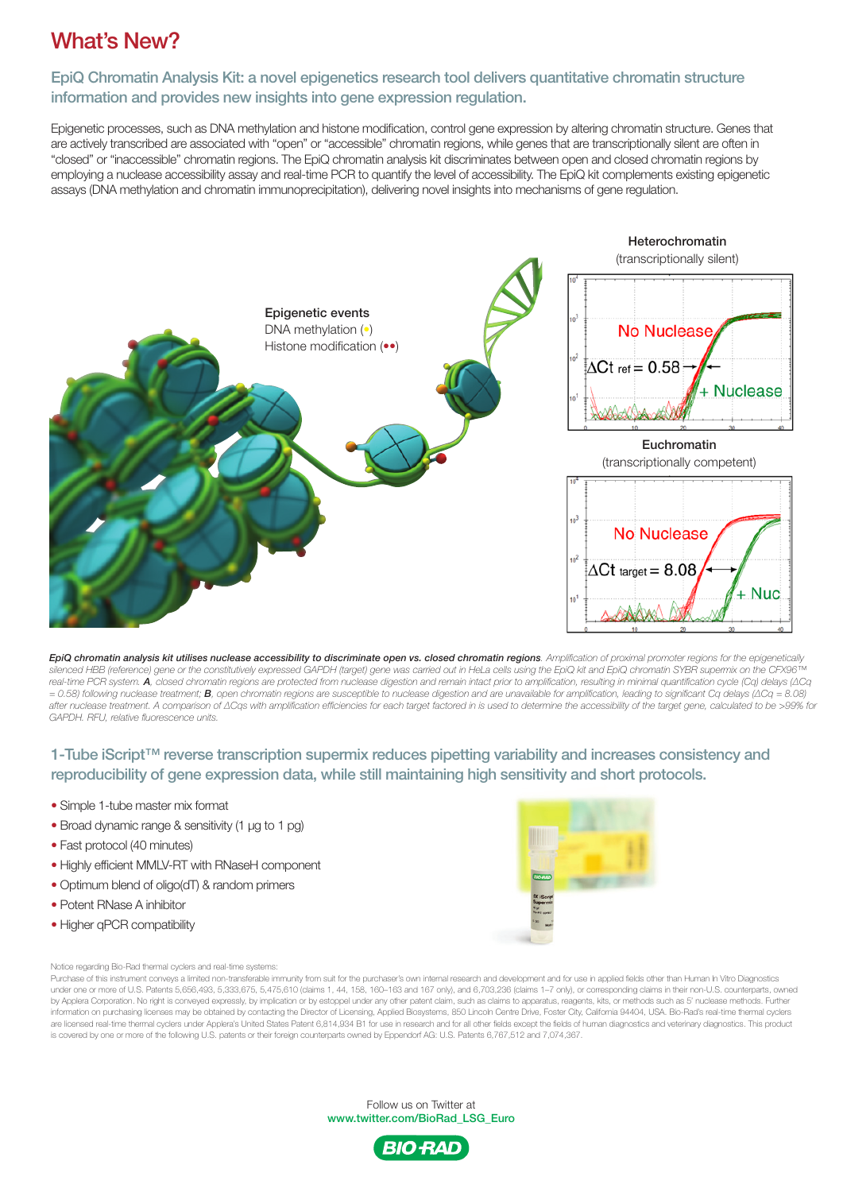# What's New?

## EpiQ Chromatin Analysis Kit: a novel epigenetics research tool delivers quantitative chromatin structure information and provides new insights into gene expression regulation.

Epigenetic processes, such as DNA methylation and histone modification, control gene expression by altering chromatin structure. Genes that are actively transcribed are associated with "open" or "accessible" chromatin regions, while genes that are transcriptionally silent are often in "closed" or "inaccessible" chromatin regions. The EpiQ chromatin analysis kit discriminates between open and closed chromatin regions by employing a nuclease accessibility assay and real-time PCR to quantify the level of accessibility. The EpiQ kit complements existing epigenetic assays (DNA methylation and chromatin immunoprecipitation), delivering novel insights into mechanisms of gene regulation.

Epigenetic events
DNA methylation (•)
Histone modification (••)

Heterochromatin
(transcriptionally silent)

No Nuclease
$\Delta Ct_{ref} = 0.58$
+ Nuclease

Euchromatin
(transcriptionally competent)

No Nuclease
$\Delta Ct_{target} = 8.08$
+ Nuc

***EpiQ chromatin analysis kit utilises nuclease accessibility to discriminate open vs. closed chromatin regions**. Amplification of proximal promoter regions for the epigenetically silenced HBB (reference) gene or the constitutively expressed GAPDH (target) gene was carried out in HeLa cells using the EpiQ kit and EpiQ chromatin SYBR supermix on the CFX96™ real-time PCR system. **A**, closed chromatin regions are protected from nuclease digestion and remain intact prior to amplification, resulting in minimal quantification cycle (Cq) delays (ΔCq = 0.58) following nuclease treatment; **B**, open chromatin regions are susceptible to nuclease digestion and are unavailable for amplification, leading to significant Cq delays (ΔCq = 8.08) after nuclease treatment. A comparison of ΔCqs with amplification efficiencies for each target factored in is used to determine the accessibility of the target gene, calculated to be >99% for GAPDH. RFU, relative fluorescence units.*

## 1-Tube iScript™ reverse transcription supermix reduces pipetting variability and increases consistency and reproducibility of gene expression data, while still maintaining high sensitivity and short protocols.

- Simple 1-tube master mix format
- Broad dynamic range & sensitivity (1 µg to 1 pg)
- Fast protocol (40 minutes)
- Highly efficient MMLV-RT with RNaseH component
- Optimum blend of oligo(dT) & random primers
- Potent RNase A inhibitor
- Higher qPCR compatibility

Notice regarding Bio-Rad thermal cyclers and real-time systems:
Purchase of this instrument conveys a limited non-transferable immunity from suit for the purchaser's own internal research and development and for use in applied fields other than Human In Vitro Diagnostics under one or more of U.S. Patents 5,656,493, 5,333,675, 5,475,610 (claims 1, 44, 158, 160–163 and 167 only), and 6,703,236 (claims 1–7 only), or corresponding claims in their non-U.S. counterparts, owned by Applera Corporation. No right is conveyed expressly, by implication or by estoppel under any other patent claim, such as claims to apparatus, reagents, kits, or methods such as 5' nuclease methods. Further information on purchasing licenses may be obtained by contacting the Director of Licensing, Applied Biosystems, 850 Lincoln Centre Drive, Foster City, California 94404, USA. Bio-Rad's real-time thermal cyclers are licensed real-time thermal cyclers under Applera's United States Patent 6,814,934 B1 for use in research and for all other fields except the fields of human diagnostics and veterinary diagnostics. This product is covered by one or more of the following U.S. patents or their foreign counterparts owned by Eppendorf AG: U.S. Patents 6,767,512 and 7,074,367.

Follow us on Twitter at
www.twitter.com/BioRad_LSG_Euro

BIO-RAD